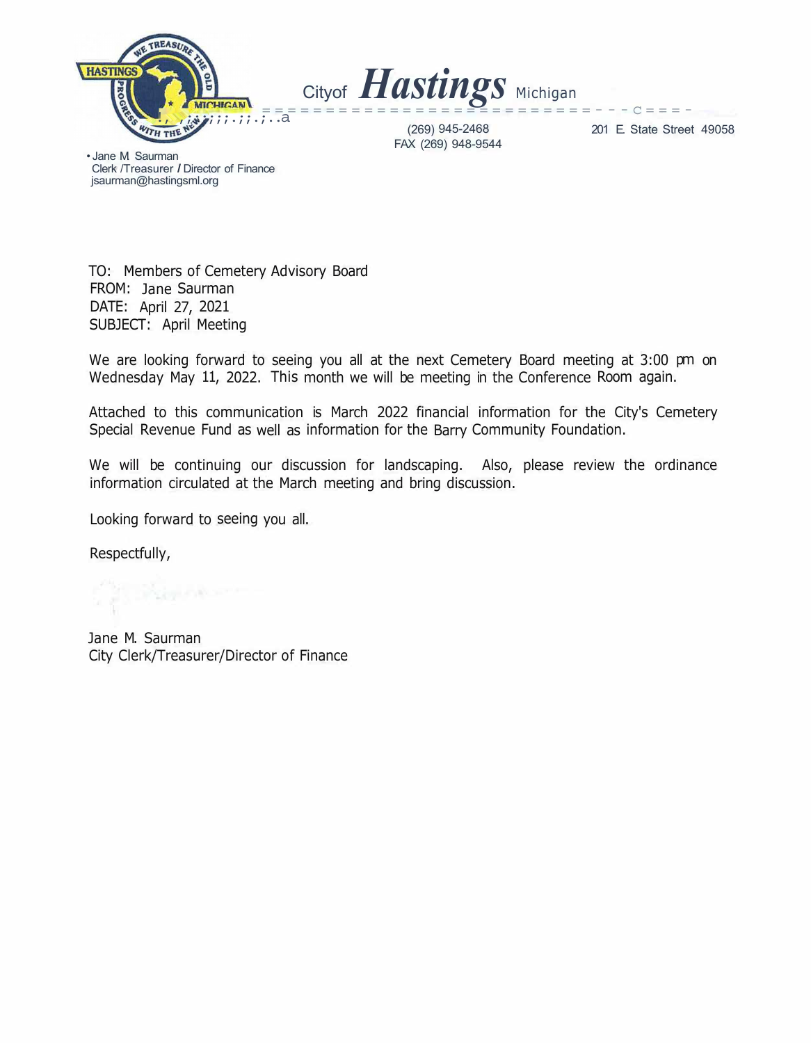City of **Hastings** Michigan

(269) 945-2468
FAX (269) 948-9544

201 E. State Street 49058

• Jane M. Saurman
Clerk /Treasurer / Director of Finance
jsaurman@hastingsml.org

TO: Members of Cemetery Advisory Board
FROM: Jane Saurman
DATE: April 27, 2021
SUBJECT: April Meeting

We are looking forward to seeing you all at the next Cemetery Board meeting at 3:00 pm on Wednesday May 11, 2022. This month we will be meeting in the Conference Room again.

Attached to this communication is March 2022 financial information for the City's Cemetery Special Revenue Fund as well as information for the Barry Community Foundation.

We will be continuing our discussion for landscaping. Also, please review the ordinance information circulated at the March meeting and bring discussion.

Looking forward to seeing you all.

Respectfully,

Jane M. Saurman
City Clerk/Treasurer/Director of Finance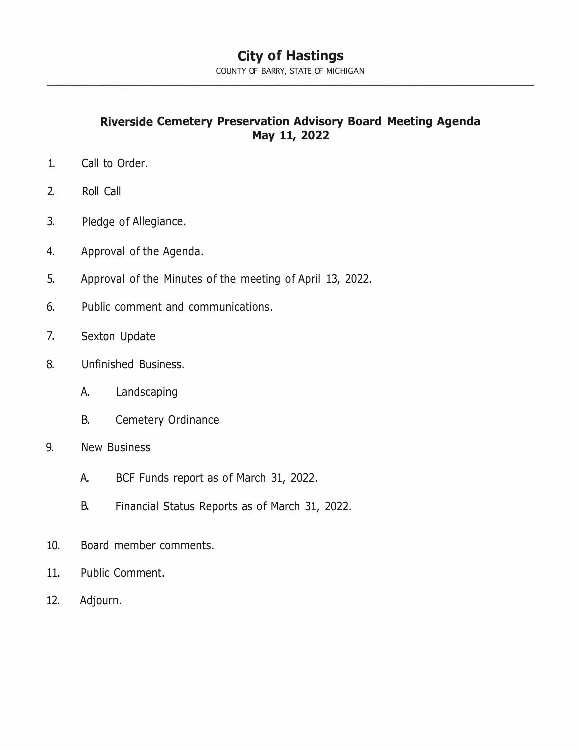# City of Hastings

COUNTY OF BARRY, STATE OF MICHIGAN

---

## Riverside Cemetery Preservation Advisory Board Meeting Agenda
## May 11, 2022

1. Call to Order.
2. Roll Call
3. Pledge of Allegiance.
4. Approval of the Agenda.
5. Approval of the Minutes of the meeting of April 13, 2022.
6. Public comment and communications.
7. Sexton Update
8. Unfinished Business.
   - A. Landscaping
   - B. Cemetery Ordinance
9. New Business
   - A. BCF Funds report as of March 31, 2022.
   - B. Financial Status Reports as of March 31, 2022.
10. Board member comments.
11. Public Comment.
12. Adjourn.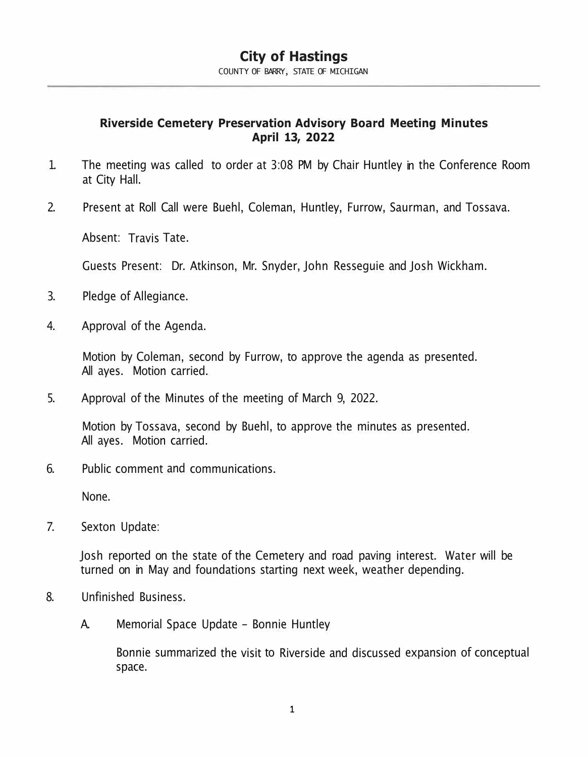# City of Hastings

COUNTY OF BARRY, STATE OF MICHIGAN

## Riverside Cemetery Preservation Advisory Board Meeting Minutes
## April 13, 2022

1. The meeting was called to order at 3:08 PM by Chair Huntley in the Conference Room at City Hall.

2. Present at Roll Call were Buehl, Coleman, Huntley, Furrow, Saurman, and Tossava.

   Absent: Travis Tate.

   Guests Present: Dr. Atkinson, Mr. Snyder, John Resseguie and Josh Wickham.

3. Pledge of Allegiance.

4. Approval of the Agenda.

   Motion by Coleman, second by Furrow, to approve the agenda as presented. All ayes. Motion carried.

5. Approval of the Minutes of the meeting of March 9, 2022.

   Motion by Tossava, second by Buehl, to approve the minutes as presented. All ayes. Motion carried.

6. Public comment and communications.

   None.

7. Sexton Update:

   Josh reported on the state of the Cemetery and road paving interest. Water will be turned on in May and foundations starting next week, weather depending.

8. Unfinished Business.

   A. Memorial Space Update - Bonnie Huntley

      Bonnie summarized the visit to Riverside and discussed expansion of conceptual space.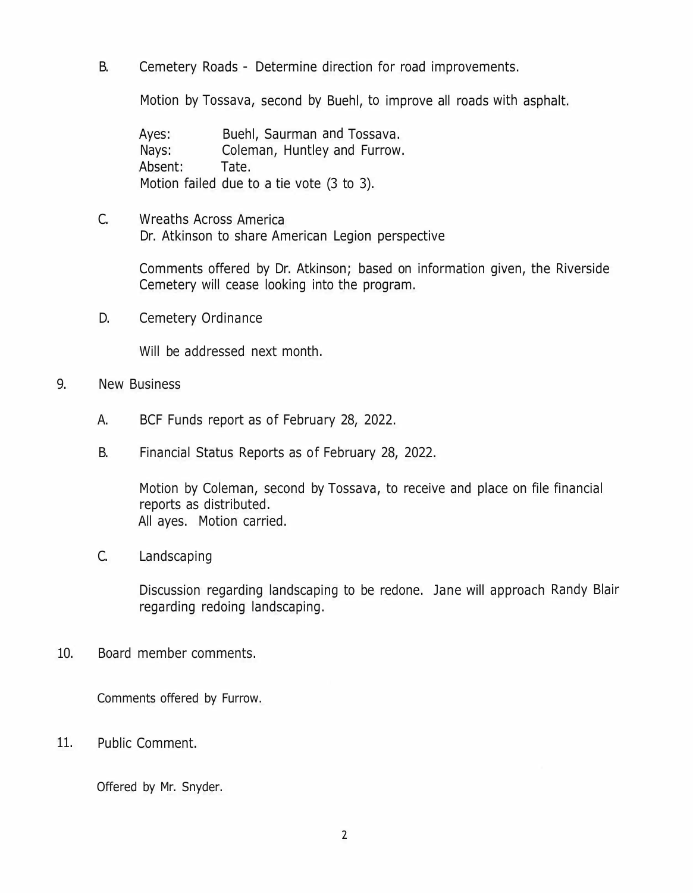B. Cemetery Roads - Determine direction for road improvements.

Motion by Tossava, second by Buehl, to improve all roads with asphalt.

Ayes: Buehl, Saurman and Tossava.
Nays: Coleman, Huntley and Furrow.
Absent: Tate.
Motion failed due to a tie vote (3 to 3).

C. Wreaths Across America
Dr. Atkinson to share American Legion perspective

Comments offered by Dr. Atkinson; based on information given, the Riverside Cemetery will cease looking into the program.

D. Cemetery Ordinance

Will be addressed next month.

9. New Business

A. BCF Funds report as of February 28, 2022.

B. Financial Status Reports as of February 28, 2022.

Motion by Coleman, second by Tossava, to receive and place on file financial reports as distributed.
All ayes. Motion carried.

C. Landscaping

Discussion regarding landscaping to be redone. Jane will approach Randy Blair regarding redoing landscaping.

10. Board member comments.

Comments offered by Furrow.

11. Public Comment.

Offered by Mr. Snyder.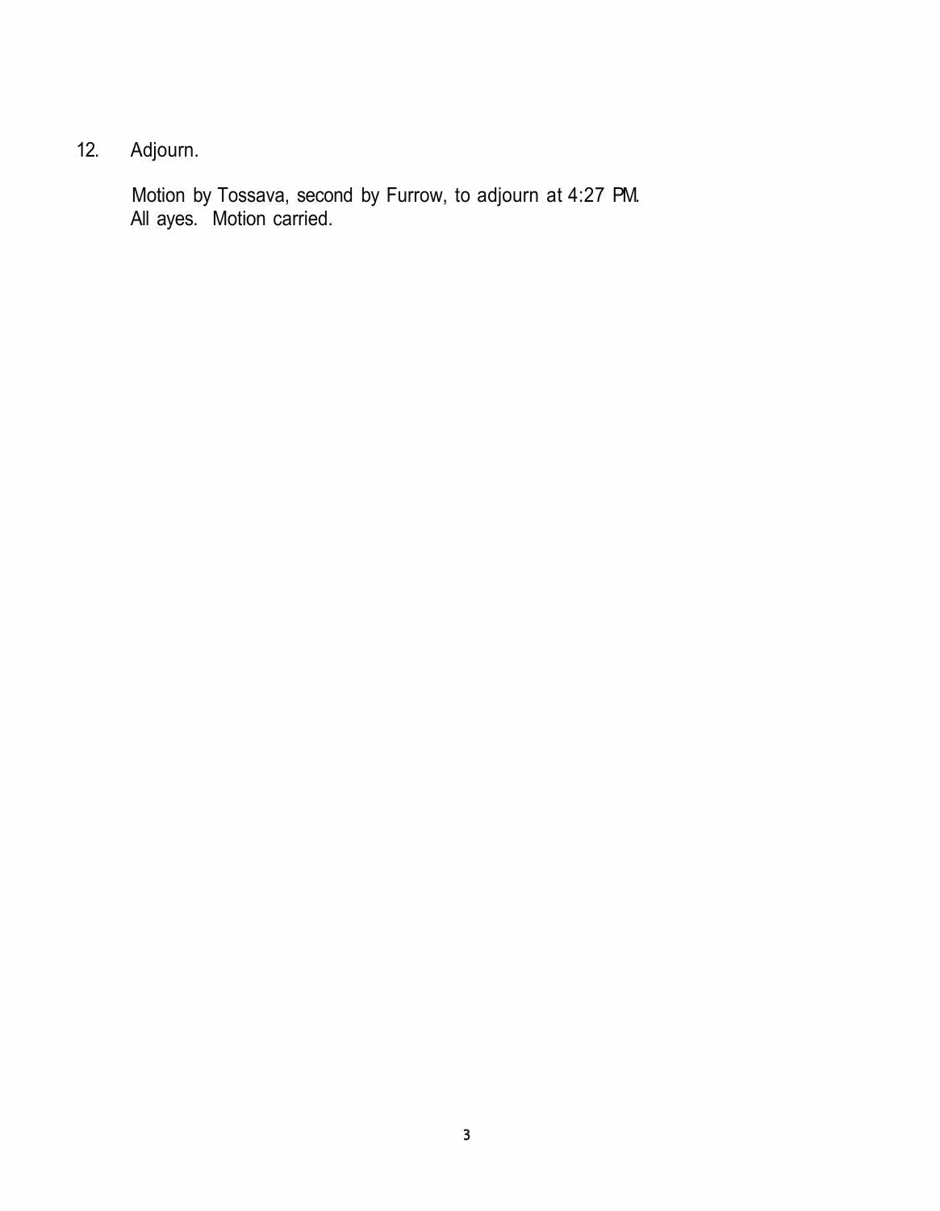12. Adjourn.

    Motion by Tossava, second by Furrow, to adjourn at 4:27 PM. All ayes. Motion carried.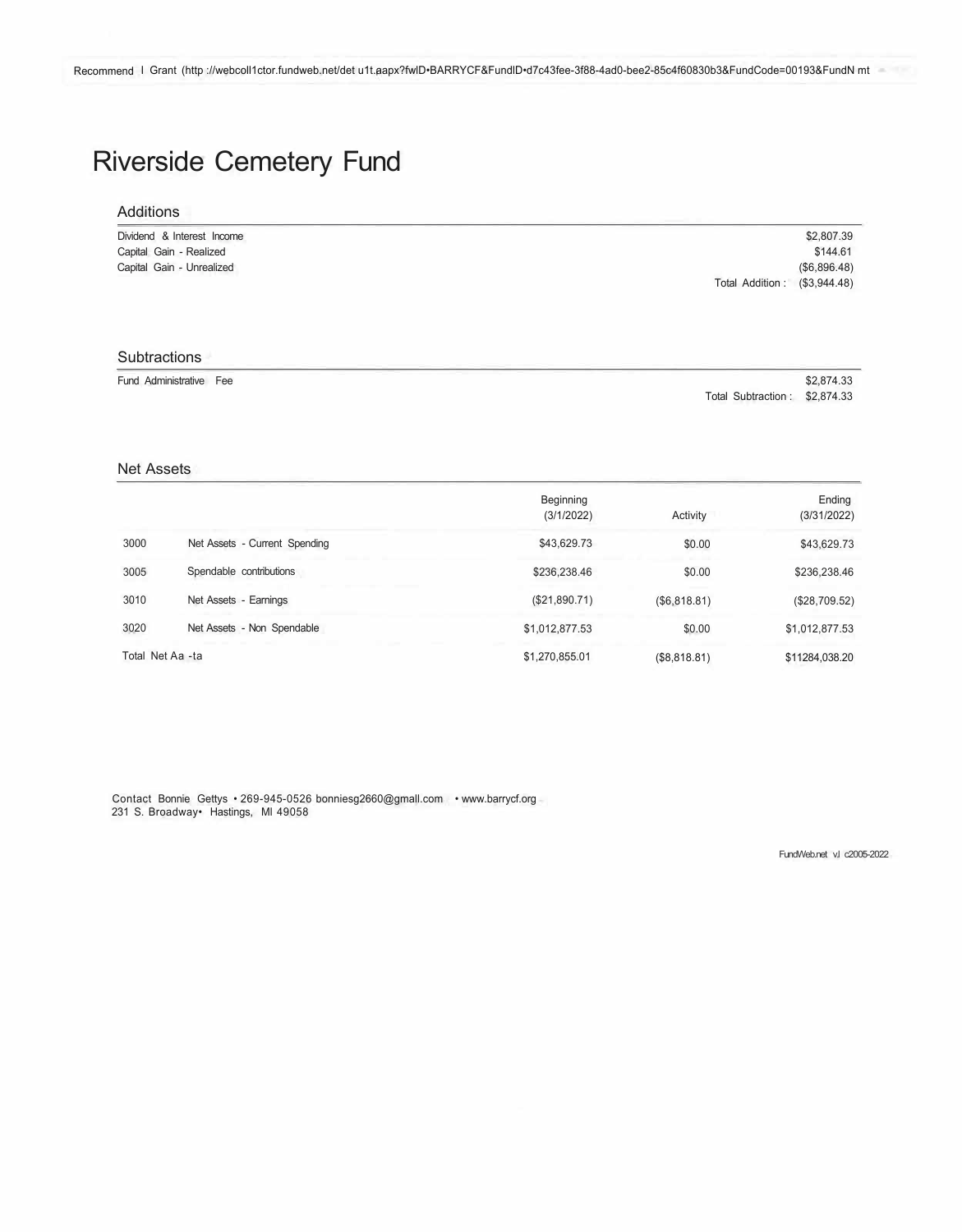Recommend I Grant (http ://webcoll1ctor.fundweb.net/det u1t.aapx?fwlD•BARRYCF&FundlD•d7c43fee-3f88-4ad0-bee2-85c4f60830b3&FundCode=00193&FundN mt

# Riverside Cemetery Fund

## Additions

| | |
|---|---|
| Dividend & Interest Income | $2,807.39 |
| Capital Gain - Realized | $144.61 |
| Capital Gain - Unrealized | ($6,896.48) |
| Total Addition : | ($3,944.48) |

## Subtractions

| | |
|---|---|
| Fund Administrative Fee | $2,874.33 |
| Total Subtraction : | $2,874.33 |

## Net Assets

| | | Beginning (3/1/2022) | Activity | Ending (3/31/2022) |
|---|---|---|---|---|
| 3000 | Net Assets - Current Spending | $43,629.73 | $0.00 | $43,629.73 |
| 3005 | Spendable contributions | $236,238.46 | $0.00 | $236,238.46 |
| 3010 | Net Assets - Earnings | ($21,890.71) | ($6,818.81) | ($28,709.52) |
| 3020 | Net Assets - Non Spendable | $1,012,877.53 | $0.00 | $1,012,877.53 |
| Total Net Aa -ta | | $1,270,855.01 | ($8,818.81) | $11284,038.20 |

Contact Bonnie Gettys • 269-945-0526 bonniesg2660@gmall.com • www.barrycf.org
231 S. Broadway• Hastings, MI 49058

FundWeb.net v.l c2005-2022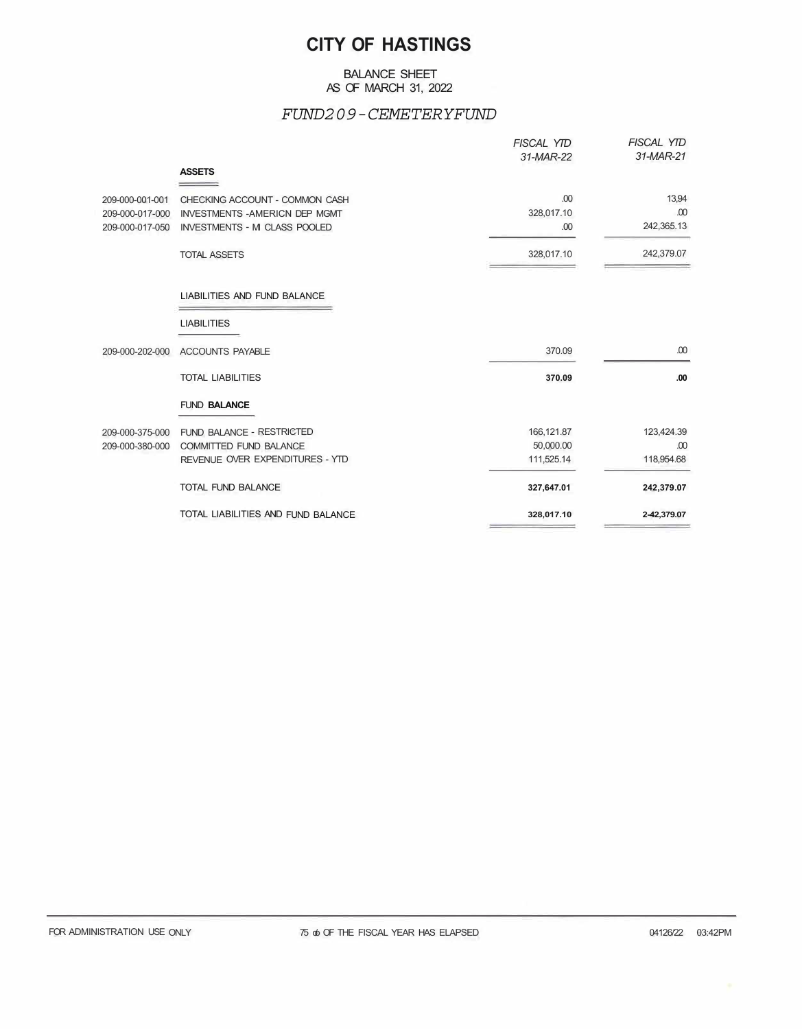# CITY OF HASTINGS

BALANCE SHEET
AS OF MARCH 31, 2022

*FUND209-CEMETERYFUND*

| | | *FISCAL YTD 31-MAR-22* | *FISCAL YTD 31-MAR-21* |
|---|---|---|---|
| | **ASSETS** | | |
| 209-000-001-001 | CHECKING ACCOUNT - COMMON CASH | .00 | 13,94 |
| 209-000-017-000 | INVESTMENTS -AMERICN DEP MGMT | 328,017.10 | .00 |
| 209-000-017-050 | INVESTMENTS - MI CLASS POOLED | .00 | 242,365.13 |
| | TOTAL ASSETS | 328,017.10 | 242,379.07 |
| | LIABILITIES AND FUND BALANCE | | |
| | LIABILITIES | | |
| 209-000-202-000 | ACCOUNTS PAYABLE | 370.09 | .00 |
| | TOTAL LIABILITIES | **370.09** | **.00** |
| | FUND **BALANCE** | | |
| 209-000-375-000 | FUND BALANCE - RESTRICTED | 166,121.87 | 123,424.39 |
| 209-000-380-000 | COMMITTED FUND BALANCE | 50,000.00 | .00 |
| | REVENUE OVER EXPENDITURES - YTD | 111,525.14 | 118,954.68 |
| | TOTAL FUND BALANCE | **327,647.01** | **242,379.07** |
| | TOTAL LIABILITIES AND FUND BALANCE | **328,017.10** | **2-42,379.07** |

FOR ADMINISTRATION USE ONLY    75 ob OF THE FISCAL YEAR HAS ELAPSED    04126/22 03:42PM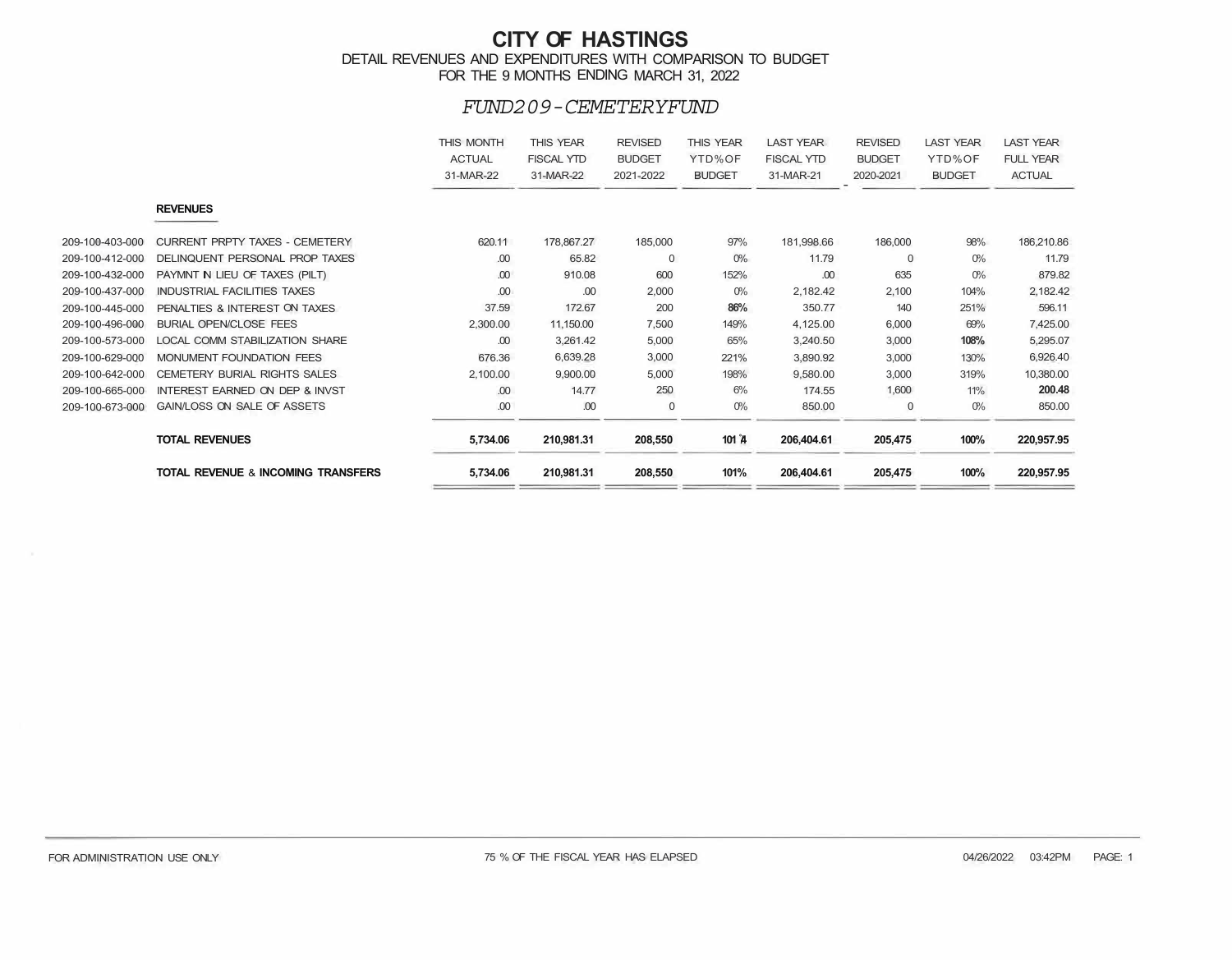# CITY OF HASTINGS

DETAIL REVENUES AND EXPENDITURES WITH COMPARISON TO BUDGET
FOR THE 9 MONTHS ENDING MARCH 31, 2022

## *FUND209-CEMETERYFUND*

| | | THIS MONTH ACTUAL 31-MAR-22 | THIS YEAR FISCAL YTD 31-MAR-22 | REVISED BUDGET 2021-2022 | THIS YEAR YTD%OF BUDGET | LAST YEAR FISCAL YTD 31-MAR-21 | REVISED BUDGET 2020-2021 | LAST YEAR YTD%OF BUDGET | LAST YEAR FULL YEAR ACTUAL |
|---|---|---|---|---|---|---|---|---|---|
| | **REVENUES** | | | | | | | | |
| 209-100-403-000 | CURRENT PRPTY TAXES - CEMETERY | 620.11 | 178,867.27 | 185,000 | 97% | 181,998.66 | 186,000 | 98% | 186,210.86 |
| 209-100-412-000 | DELINQUENT PERSONAL PROP TAXES | .00 | 65.82 | 0 | 0% | 11.79 | 0 | 0% | 11.79 |
| 209-100-432-000 | PAYMNT IN LIEU OF TAXES (PILT) | .00 | 910.08 | 600 | 152% | .00 | 635 | 0% | 879.82 |
| 209-100-437-000 | INDUSTRIAL FACILITIES TAXES | .00 | .00 | 2,000 | 0% | 2,182.42 | 2,100 | 104% | 2,182.42 |
| 209-100-445-000 | PENALTIES & INTEREST ON TAXES | 37.59 | 172.67 | 200 | 86% | 350.77 | 140 | 251% | 596.11 |
| 209-100-496-000 | BURIAL OPEN/CLOSE FEES | 2,300.00 | 11,150.00 | 7,500 | 149% | 4,125.00 | 6,000 | 69% | 7,425.00 |
| 209-100-573-000 | LOCAL COMM STABILIZATION SHARE | .00 | 3,261.42 | 5,000 | 65% | 3,240.50 | 3,000 | 108% | 5,295.07 |
| 209-100-629-000 | MONUMENT FOUNDATION FEES | 676.36 | 6,639.28 | 3,000 | 221% | 3,890.92 | 3,000 | 130% | 6,926.40 |
| 209-100-642-000 | CEMETERY BURIAL RIGHTS SALES | 2,100.00 | 9,900.00 | 5,000 | 198% | 9,580.00 | 3,000 | 319% | 10,380.00 |
| 209-100-665-000 | INTEREST EARNED ON DEP & INVST | .00 | 14.77 | 250 | 6% | 174.55 | 1,600 | 11% | 200.48 |
| 209-100-673-000 | GAIN/LOSS ON SALE OF ASSETS | .00 | .00 | 0 | 0% | 850.00 | 0 | 0% | 850.00 |
| | **TOTAL REVENUES** | **5,734.06** | **210,981.31** | **208,550** | **101%** | **206,404.61** | **205,475** | **100%** | **220,957.95** |
| | **TOTAL REVENUE & INCOMING TRANSFERS** | **5,734.06** | **210,981.31** | **208,550** | **101%** | **206,404.61** | **205,475** | **100%** | **220,957.95** |

FOR ADMINISTRATION USE ONLY — 75 % OF THE FISCAL YEAR HAS ELAPSED — 04/26/2022 03:42PM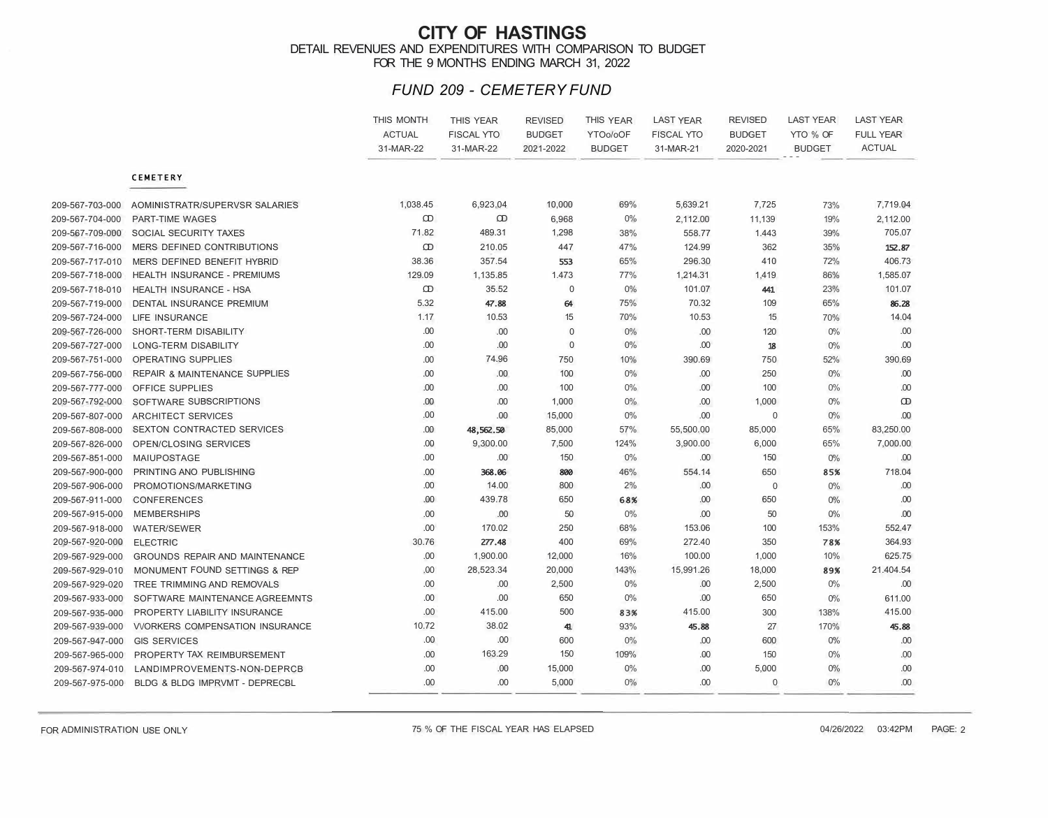# CITY OF HASTINGS

DETAIL REVENUES AND EXPENDITURES WITH COMPARISON TO BUDGET
FOR THE 9 MONTHS ENDING MARCH 31, 2022

## *FUND 209 - CEMETERY FUND*

| | | THIS MONTH ACTUAL 31-MAR-22 | THIS YEAR FISCAL YTO 31-MAR-22 | REVISED BUDGET 2021-2022 | THIS YEAR YTOo/oOF BUDGET | LAST YEAR FISCAL YTO 31-MAR-21 | REVISED BUDGET 2020-2021 | LAST YEAR YTO % OF BUDGET | LAST YEAR FULL YEAR ACTUAL |
|---|---|---|---|---|---|---|---|---|---|
| | **CEMETERY** | | | | | | | | |
| 209-567-703-000 | AOMINISTRATR/SUPERVSR SALARIES | 1,038.45 | 6,923.04 | 10,000 | 69% | 5,639.21 | 7,725 | 73% | 7,719.04 |
| 209-567-704-000 | PART-TIME WAGES | OD | OD | 6,968 | 0% | 2,112.00 | 11,139 | 19% | 2,112.00 |
| 209-567-709-000 | SOCIAL SECURITY TAXES | 71.82 | 489.31 | 1,298 | 38% | 558.77 | 1.443 | 39% | 705.07 |
| 209-567-716-000 | MERS DEFINED CONTRIBUTIONS | OD | 210.05 | 447 | 47% | 124.99 | 362 | 35% | 152.87 |
| 209-567-717-010 | MERS DEFINED BENEFIT HYBRID | 38.36 | 357.54 | 553 | 65% | 296.30 | 410 | 72% | 406.73 |
| 209-567-718-000 | HEALTH INSURANCE - PREMIUMS | 129.09 | 1,135.85 | 1.473 | 77% | 1,214.31 | 1,419 | 86% | 1,585.07 |
| 209-567-718-010 | HEALTH INSURANCE - HSA | OD | 35.52 | 0 | 0% | 101.07 | 441 | 23% | 101.07 |
| 209-567-719-000 | DENTAL INSURANCE PREMIUM | 5.32 | 47.88 | 64 | 75% | 70.32 | 109 | 65% | 86.28 |
| 209-567-724-000 | LIFE INSURANCE | 1.17 | 10.53 | 15 | 70% | 10.53 | 15 | 70% | 14.04 |
| 209-567-726-000 | SHORT-TERM DISABILITY | .00 | .00 | 0 | 0% | .00 | 120 | 0% | .00 |
| 209-567-727-000 | LONG-TERM DISABILITY | .00 | .00 | 0 | 0% | .00 | 18 | 0% | .00 |
| 209-567-751-000 | OPERATING SUPPLIES | .00 | 74.96 | 750 | 10% | 390.69 | 750 | 52% | 390.69 |
| 209-567-756-000 | REPAIR & MAINTENANCE SUPPLIES | .00 | .00 | 100 | 0% | .00 | 250 | 0% | .00 |
| 209-567-777-000 | OFFICE SUPPLIES | .00 | .00 | 100 | 0% | .00 | 100 | 0% | .00 |
| 209-567-792-000 | SOFTWARE SUBSCRIPTIONS | .00 | .00 | 1,000 | 0% | .00 | 1,000 | 0% | OD |
| 209-567-807-000 | ARCHITECT SERVICES | .00 | .00 | 15,000 | 0% | .00 | 0 | 0% | .00 |
| 209-567-808-000 | SEXTON CONTRACTED SERVICES | .00 | 48,562.50 | 85,000 | 57% | 55,500.00 | 85,000 | 65% | 83,250.00 |
| 209-567-826-000 | OPEN/CLOSING SERVICES | .00 | 9,300.00 | 7,500 | 124% | 3,900.00 | 6,000 | 65% | 7,000.00 |
| 209-567-851-000 | MAIUPOSTAGE | .00 | .00 | 150 | 0% | .00 | 150 | 0% | .00 |
| 209-567-900-000 | PRINTING ANO PUBLISHING | .00 | 368.06 | 800 | 46% | 554.14 | 650 | 85% | 718.04 |
| 209-567-906-000 | PROMOTIONS/MARKETING | .00 | 14.00 | 800 | 2% | .00 | 0 | 0% | .00 |
| 209-567-911-000 | CONFERENCES | .00 | 439.78 | 650 | 68% | .00 | 650 | 0% | .00 |
| 209-567-915-000 | MEMBERSHIPS | .00 | .00 | 50 | 0% | .00 | 50 | 0% | .00 |
| 209-567-918-000 | WATER/SEWER | .00 | 170.02 | 250 | 68% | 153.06 | 100 | 153% | 552.47 |
| 209-567-920-000 | ELECTRIC | 30.76 | 277.48 | 400 | 69% | 272.40 | 350 | 78% | 364.93 |
| 209-567-929-000 | GROUNDS REPAIR AND MAINTENANCE | .00 | 1,900.00 | 12,000 | 16% | 100.00 | 1,000 | 10% | 625.75 |
| 209-567-929-010 | MONUMENT FOUND SETTINGS & REP | .00 | 28,523.34 | 20,000 | 143% | 15,991.26 | 18,000 | 89% | 21.404.54 |
| 209-567-929-020 | TREE TRIMMING AND REMOVALS | .00 | .00 | 2,500 | 0% | .00 | 2,500 | 0% | .00 |
| 209-567-933-000 | SOFTWARE MAINTENANCE AGREEMNTS | .00 | .00 | 650 | 0% | .00 | 650 | 0% | 611.00 |
| 209-567-935-000 | PROPERTY LIABILITY INSURANCE | .00 | 415.00 | 500 | 83% | 415.00 | 300 | 138% | 415.00 |
| 209-567-939-000 | VVORKERS COMPENSATION INSURANCE | 10.72 | 38.02 | 41 | 93% | 45.88 | 27 | 170% | 45.88 |
| 209-567-947-000 | GIS SERVICES | .00 | .00 | 600 | 0% | .00 | 600 | 0% | .00 |
| 209-567-965-000 | PROPERTY TAX REIMBURSEMENT | .00 | 163.29 | 150 | 109% | .00 | 150 | 0% | .00 |
| 209-567-974-010 | LANDIMPROVEMENTS-NON-DEPRCB | .00 | .00 | 15,000 | 0% | .00 | 5,000 | 0% | .00 |
| 209-567-975-000 | BLDG & BLDG IMPRVMT - DEPRECBL | .00 | .00 | 5,000 | 0% | .00 | 0 | 0% | .00 |

FOR ADMINISTRATION USE ONLY

75 % OF THE FISCAL YEAR HAS ELAPSED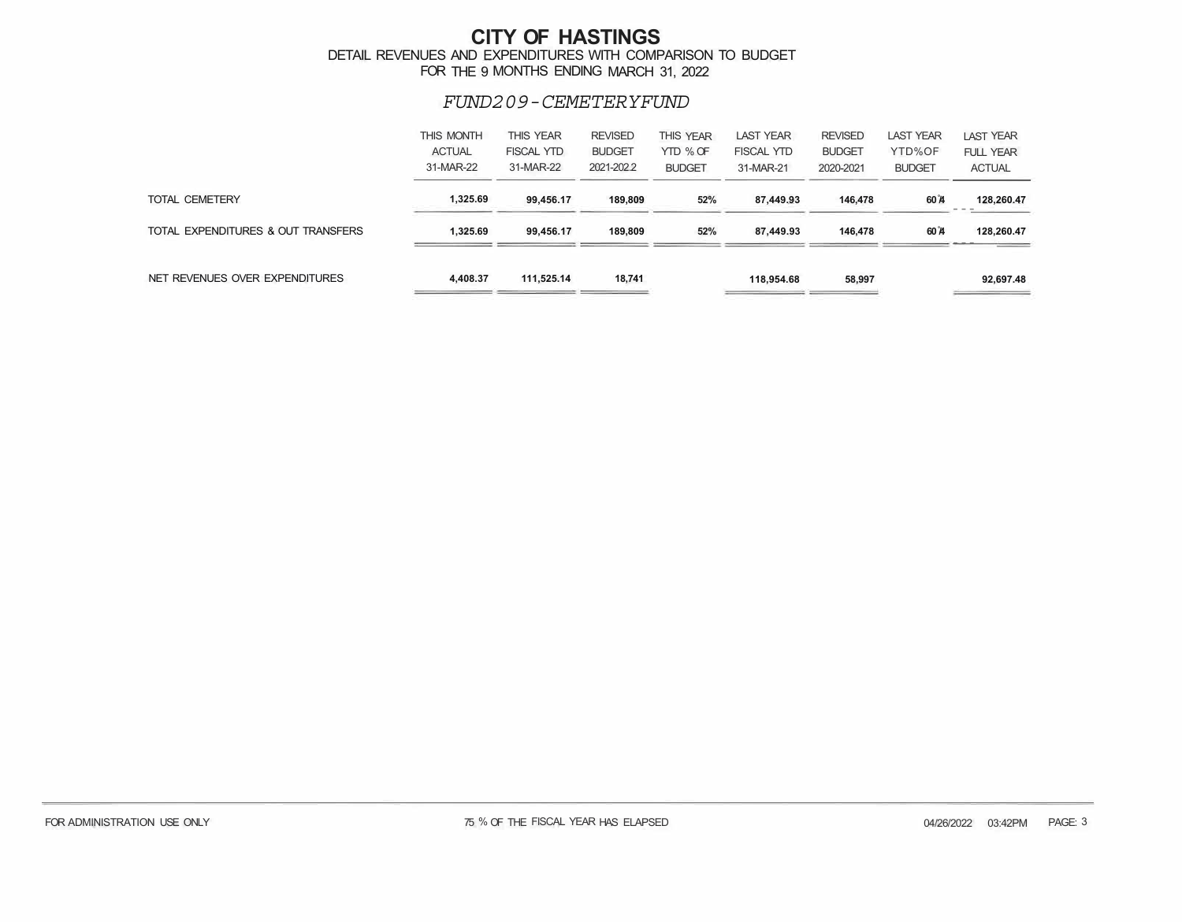# CITY OF HASTINGS

DETAIL REVENUES AND EXPENDITURES WITH COMPARISON TO BUDGET
FOR THE 9 MONTHS ENDING MARCH 31, 2022

## FUND 209 - CEMETERY FUND

| | THIS MONTH ACTUAL 31-MAR-22 | THIS YEAR FISCAL YTD 31-MAR-22 | REVISED BUDGET 2021-2022 | THIS YEAR YTD % OF BUDGET | LAST YEAR FISCAL YTD 31-MAR-21 | REVISED BUDGET 2020-2021 | LAST YEAR YTD % OF BUDGET | LAST YEAR FULL YEAR ACTUAL |
|---|---|---|---|---|---|---|---|---|
| TOTAL CEMETERY | 1,325.69 | 99,456.17 | 189,809 | 52% | 87,449.93 | 146,478 | 60% | 128,260.47 |
| TOTAL EXPENDITURES & OUT TRANSFERS | 1,325.69 | 99,456.17 | 189,809 | 52% | 87,449.93 | 146,478 | 60% | 128,260.47 |
| NET REVENUES OVER EXPENDITURES | 4,408.37 | 111,525.14 | 18,741 | | 118,954.68 | 58,997 | | 92,697.48 |

FOR ADMINISTRATION USE ONLY

75 % OF THE FISCAL YEAR HAS ELAPSED

04/26/2022 03:42PM